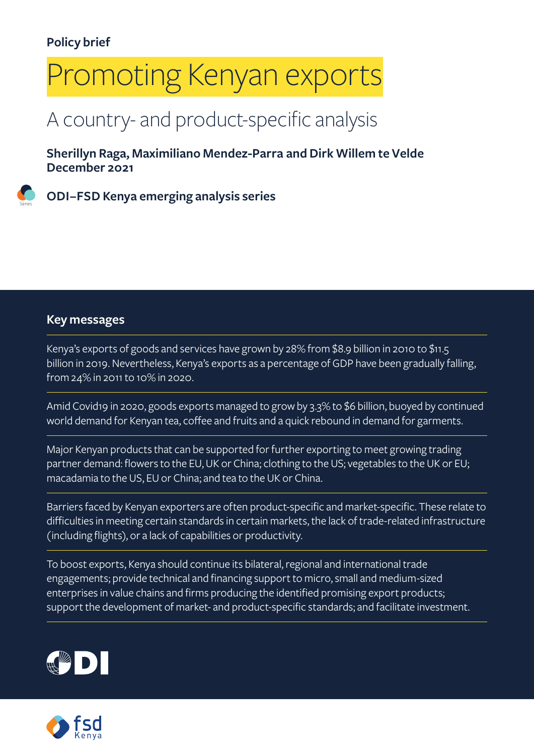Policy brief

# Promoting Kenyan exports

## A country- and product-specific analysis

**Sherillyn Raga, Maximiliano Mendez-Parra and Dirk Willem te Velde**
**December 2021**

**ODI–FSD Kenya emerging analysis series**

### Key messages

Kenya's exports of goods and services have grown by 28% from $8.9 billion in 2010 to $11.5 billion in 2019. Nevertheless, Kenya's exports as a percentage of GDP have been gradually falling, from 24% in 2011 to 10% in 2020.

Amid Covid19 in 2020, goods exports managed to grow by 3.3% to $6 billion, buoyed by continued world demand for Kenyan tea, coffee and fruits and a quick rebound in demand for garments.

Major Kenyan products that can be supported for further exporting to meet growing trading partner demand: flowers to the EU, UK or China; clothing to the US; vegetables to the UK or EU; macadamia to the US, EU or China; and tea to the UK or China.

Barriers faced by Kenyan exporters are often product-specific and market-specific. These relate to difficulties in meeting certain standards in certain markets, the lack of trade-related infrastructure (including flights), or a lack of capabilities or productivity.

To boost exports, Kenya should continue its bilateral, regional and international trade engagements; provide technical and financing support to micro, small and medium-sized enterprises in value chains and firms producing the identified promising export products; support the development of market- and product-specific standards; and facilitate investment.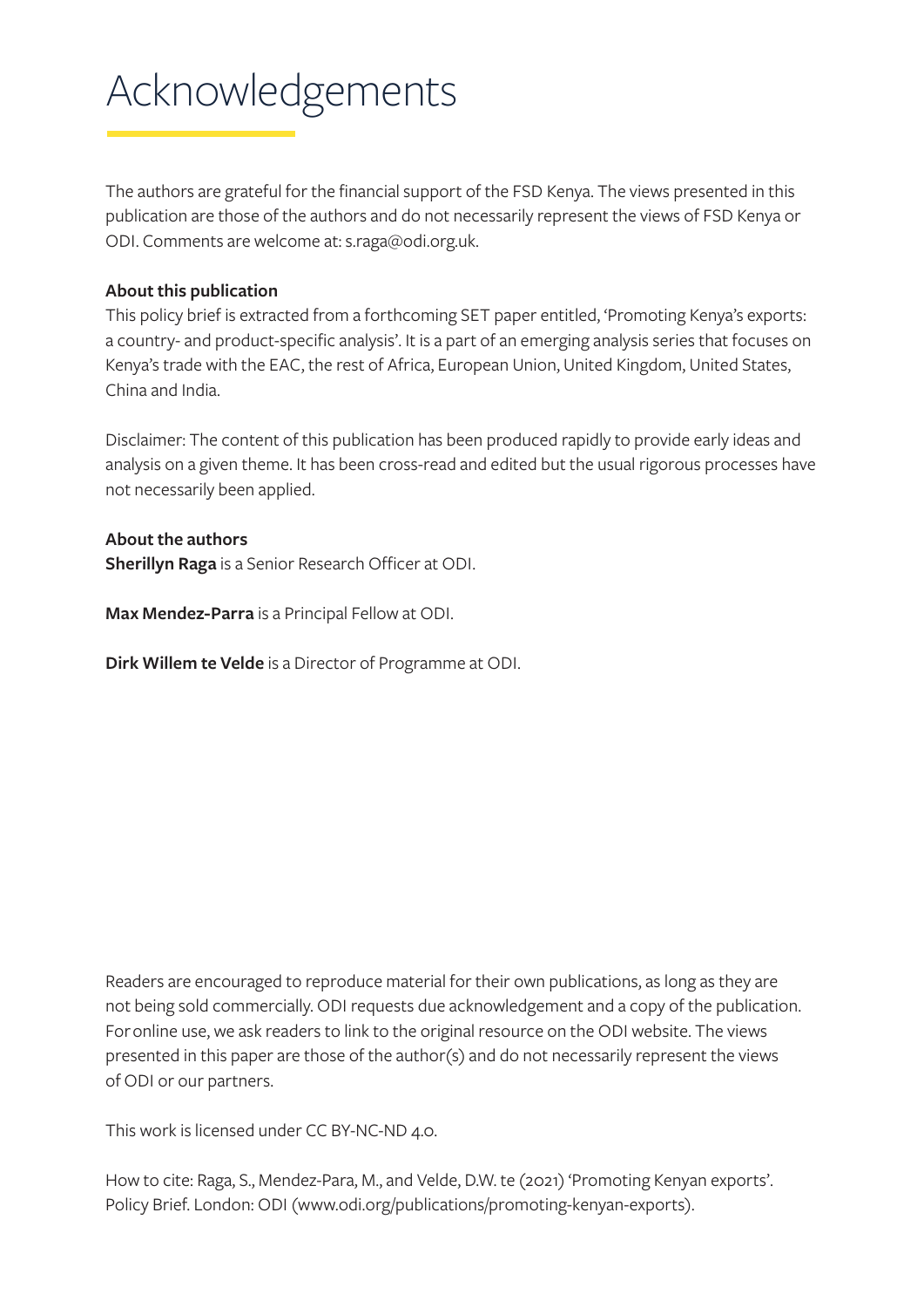# Acknowledgements

The authors are grateful for the financial support of the FSD Kenya. The views presented in this publication are those of the authors and do not necessarily represent the views of FSD Kenya or ODI. Comments are welcome at: s.raga@odi.org.uk.

**About this publication**

This policy brief is extracted from a forthcoming SET paper entitled, 'Promoting Kenya's exports: a country- and product-specific analysis'. It is a part of an emerging analysis series that focuses on Kenya's trade with the EAC, the rest of Africa, European Union, United Kingdom, United States, China and India.

Disclaimer: The content of this publication has been produced rapidly to provide early ideas and analysis on a given theme. It has been cross-read and edited but the usual rigorous processes have not necessarily been applied.

**About the authors**

**Sherillyn Raga** is a Senior Research Officer at ODI.

**Max Mendez-Parra** is a Principal Fellow at ODI.

**Dirk Willem te Velde** is a Director of Programme at ODI.

Readers are encouraged to reproduce material for their own publications, as long as they are not being sold commercially. ODI requests due acknowledgement and a copy of the publication. For online use, we ask readers to link to the original resource on the ODI website. The views presented in this paper are those of the author(s) and do not necessarily represent the views of ODI or our partners.

This work is licensed under CC BY-NC-ND 4.0.

How to cite: Raga, S., Mendez-Para, M., and Velde, D.W. te (2021) 'Promoting Kenyan exports'. Policy Brief. London: ODI (www.odi.org/publications/promoting-kenyan-exports).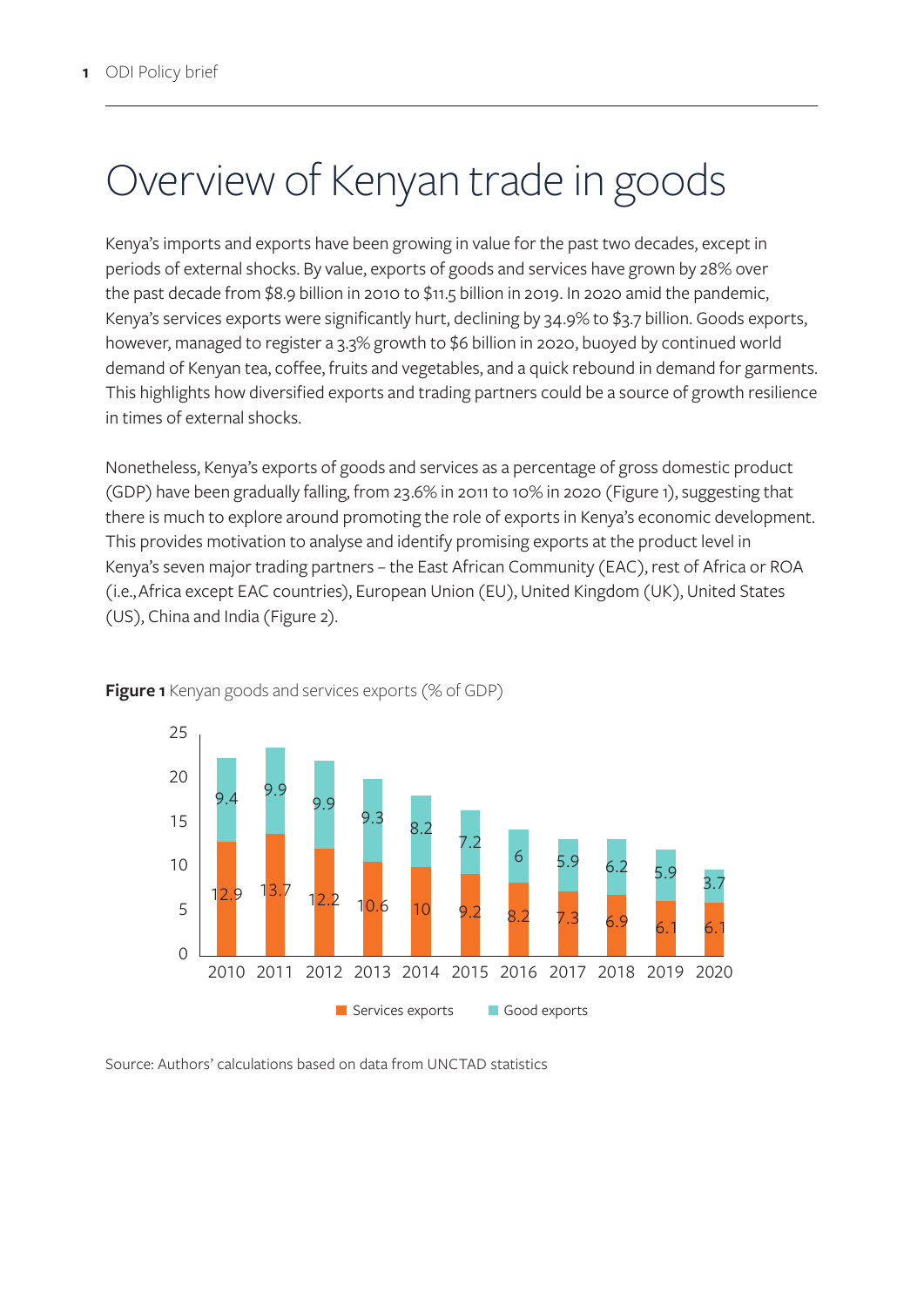# Overview of Kenyan trade in goods

Kenya's imports and exports have been growing in value for the past two decades, except in periods of external shocks. By value, exports of goods and services have grown by 28% over the past decade from $8.9 billion in 2010 to $11.5 billion in 2019. In 2020 amid the pandemic, Kenya's services exports were significantly hurt, declining by 34.9% to $3.7 billion. Goods exports, however, managed to register a 3.3% growth to $6 billion in 2020, buoyed by continued world demand of Kenyan tea, coffee, fruits and vegetables, and a quick rebound in demand for garments. This highlights how diversified exports and trading partners could be a source of growth resilience in times of external shocks.

Nonetheless, Kenya's exports of goods and services as a percentage of gross domestic product (GDP) have been gradually falling, from 23.6% in 2011 to 10% in 2020 (Figure 1), suggesting that there is much to explore around promoting the role of exports in Kenya's economic development. This provides motivation to analyse and identify promising exports at the product level in Kenya's seven major trading partners – the East African Community (EAC), rest of Africa or ROA (i.e., Africa except EAC countries), European Union (EU), United Kingdom (UK), United States (US), China and India (Figure 2).

**Figure 1** Kenyan goods and services exports (% of GDP)

| Year | Services exports | Good exports |
|---|---|---|
| 2010 | 12.9 | 9.4 |
| 2011 | 13.7 | 9.9 |
| 2012 | 12.2 | 9.9 |
| 2013 | 10.6 | 9.3 |
| 2014 | 10 | 8.2 |
| 2015 | 9.2 | 7.2 |
| 2016 | 8.2 | 6 |
| 2017 | 7.3 | 5.9 |
| 2018 | 6.9 | 6.2 |
| 2019 | 6.1 | 5.9 |
| 2020 | 6.1 | 3.7 |

Source: Authors' calculations based on data from UNCTAD statistics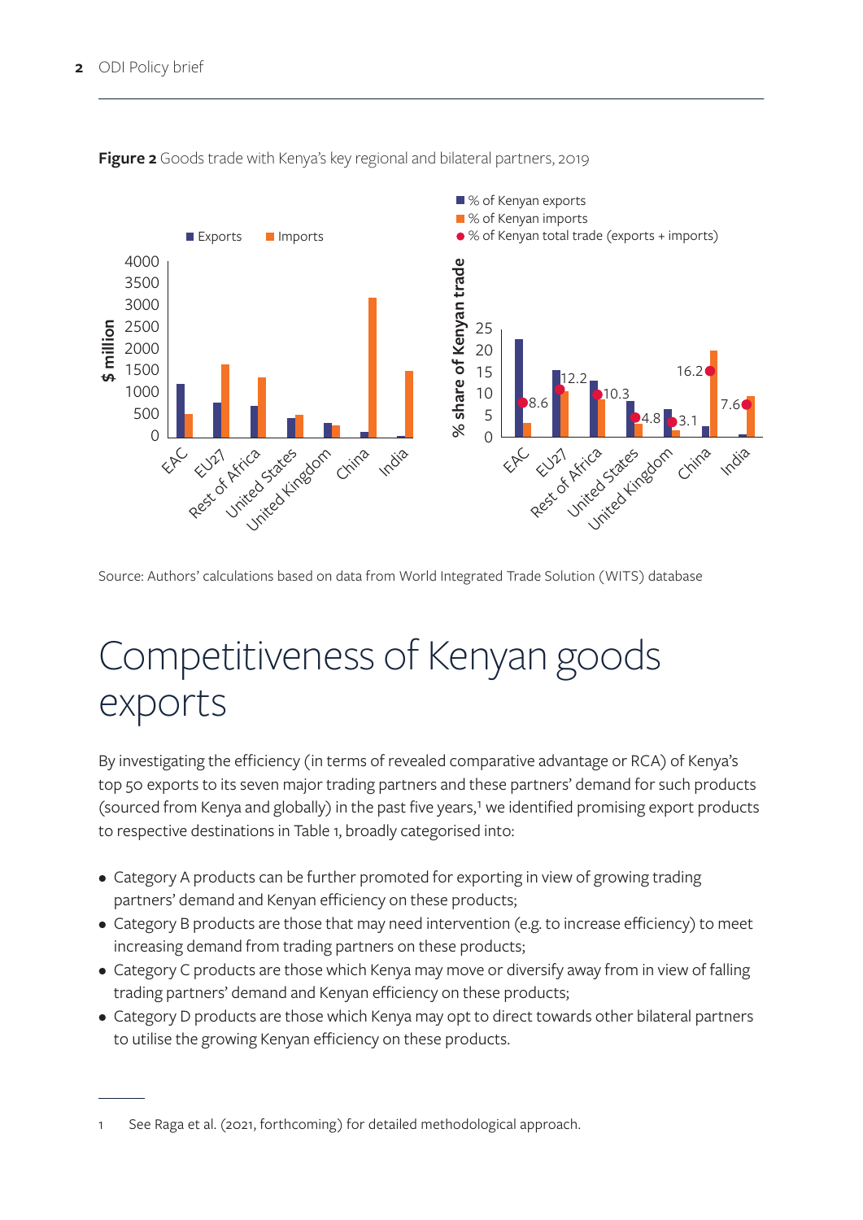**Figure 2** Goods trade with Kenya's key regional and bilateral partners, 2019

Source: Authors' calculations based on data from World Integrated Trade Solution (WITS) database

# Competitiveness of Kenyan goods exports

By investigating the efficiency (in terms of revealed comparative advantage or RCA) of Kenya's top 50 exports to its seven major trading partners and these partners' demand for such products (sourced from Kenya and globally) in the past five years,[1] we identified promising export products to respective destinations in Table 1, broadly categorised into:

- Category A products can be further promoted for exporting in view of growing trading partners' demand and Kenyan efficiency on these products;
- Category B products are those that may need intervention (e.g. to increase efficiency) to meet increasing demand from trading partners on these products;
- Category C products are those which Kenya may move or diversify away from in view of falling trading partners' demand and Kenyan efficiency on these products;
- Category D products are those which Kenya may opt to direct towards other bilateral partners to utilise the growing Kenyan efficiency on these products.

1 See Raga et al. (2021, forthcoming) for detailed methodological approach.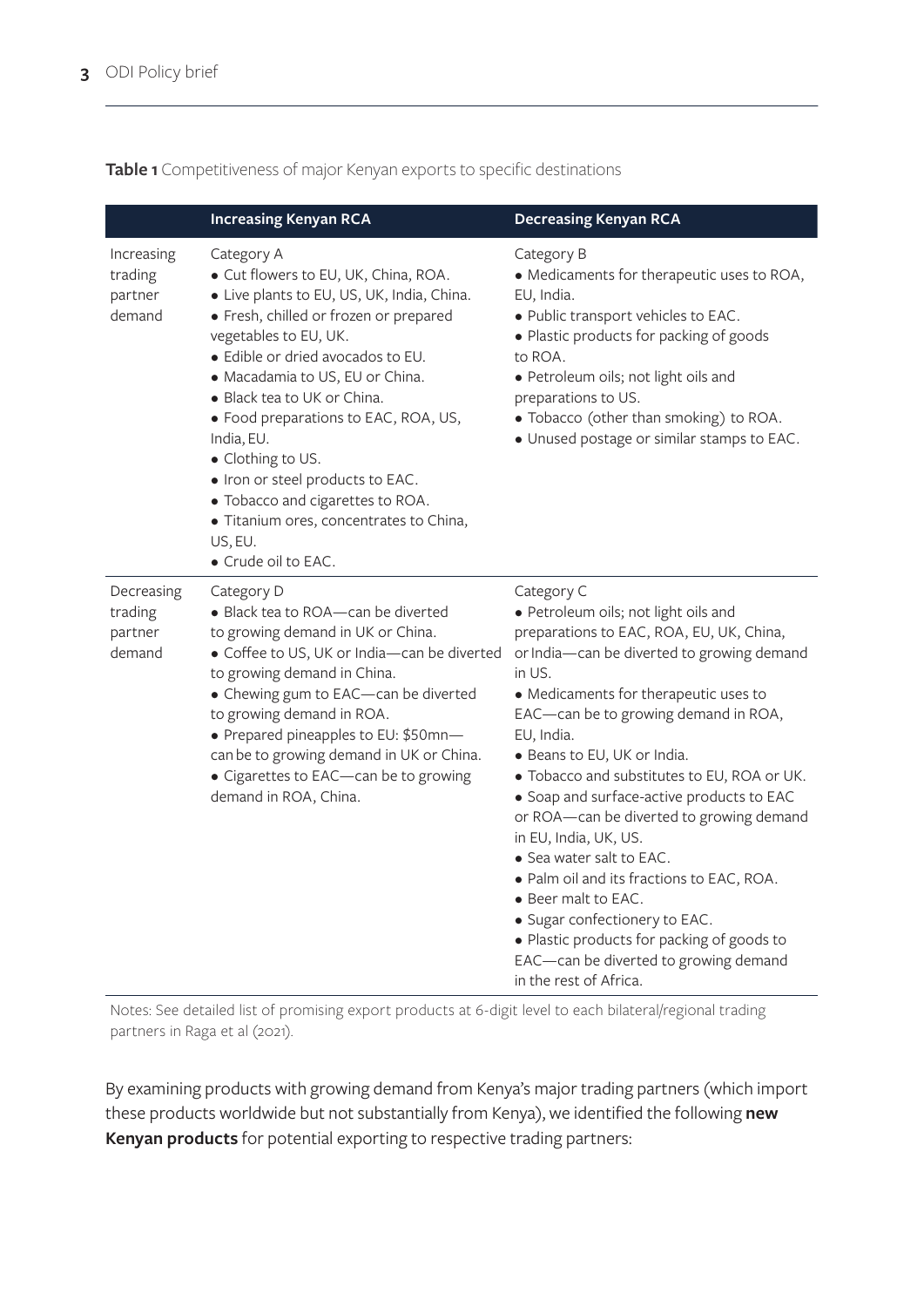**Table 1** Competitiveness of major Kenyan exports to specific destinations

| | Increasing Kenyan RCA | Decreasing Kenyan RCA |
|---|---|---|
| Increasing trading partner demand | Category A<br>• Cut flowers to EU, UK, China, ROA.<br>• Live plants to EU, US, UK, India, China.<br>• Fresh, chilled or frozen or prepared vegetables to EU, UK.<br>• Edible or dried avocados to EU.<br>• Macadamia to US, EU or China.<br>• Black tea to UK or China.<br>• Food preparations to EAC, ROA, US, India, EU.<br>• Clothing to US.<br>• Iron or steel products to EAC.<br>• Tobacco and cigarettes to ROA.<br>• Titanium ores, concentrates to China, US, EU.<br>• Crude oil to EAC. | Category B<br>• Medicaments for therapeutic uses to ROA, EU, India.<br>• Public transport vehicles to EAC.<br>• Plastic products for packing of goods to ROA.<br>• Petroleum oils; not light oils and preparations to US.<br>• Tobacco (other than smoking) to ROA.<br>• Unused postage or similar stamps to EAC. |
| Decreasing trading partner demand | Category D<br>• Black tea to ROA—can be diverted to growing demand in UK or China.<br>• Coffee to US, UK or India—can be diverted to growing demand in China.<br>• Chewing gum to EAC—can be diverted to growing demand in ROA.<br>• Prepared pineapples to EU: $50mn—can be to growing demand in UK or China.<br>• Cigarettes to EAC—can be to growing demand in ROA, China. | Category C<br>• Petroleum oils; not light oils and preparations to EAC, ROA, EU, UK, China, or India—can be diverted to growing demand in US.<br>• Medicaments for therapeutic uses to EAC—can be to growing demand in ROA, EU, India.<br>• Beans to EU, UK or India.<br>• Tobacco and substitutes to EU, ROA or UK.<br>• Soap and surface-active products to EAC or ROA—can be diverted to growing demand in EU, India, UK, US.<br>• Sea water salt to EAC.<br>• Palm oil and its fractions to EAC, ROA.<br>• Beer malt to EAC.<br>• Sugar confectionery to EAC.<br>• Plastic products for packing of goods to EAC—can be diverted to growing demand in the rest of Africa. |

Notes: See detailed list of promising export products at 6-digit level to each bilateral/regional trading partners in Raga et al (2021).

By examining products with growing demand from Kenya's major trading partners (which import these products worldwide but not substantially from Kenya), we identified the following **new Kenyan products** for potential exporting to respective trading partners: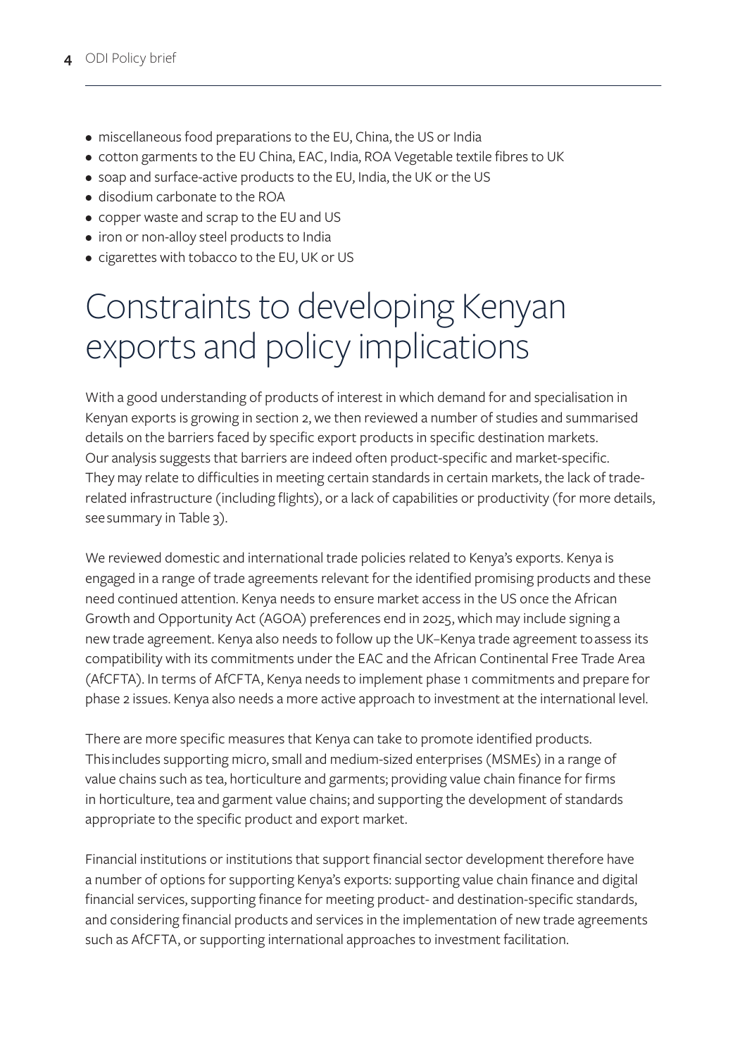- miscellaneous food preparations to the EU, China, the US or India
- cotton garments to the EU China, EAC, India, ROA Vegetable textile fibres to UK
- soap and surface-active products to the EU, India, the UK or the US
- disodium carbonate to the ROA
- copper waste and scrap to the EU and US
- iron or non-alloy steel products to India
- cigarettes with tobacco to the EU, UK or US

# Constraints to developing Kenyan exports and policy implications

With a good understanding of products of interest in which demand for and specialisation in Kenyan exports is growing in section 2, we then reviewed a number of studies and summarised details on the barriers faced by specific export products in specific destination markets. Our analysis suggests that barriers are indeed often product-specific and market-specific. They may relate to difficulties in meeting certain standards in certain markets, the lack of trade-related infrastructure (including flights), or a lack of capabilities or productivity (for more details, see summary in Table 3).

We reviewed domestic and international trade policies related to Kenya's exports. Kenya is engaged in a range of trade agreements relevant for the identified promising products and these need continued attention. Kenya needs to ensure market access in the US once the African Growth and Opportunity Act (AGOA) preferences end in 2025, which may include signing a new trade agreement. Kenya also needs to follow up the UK–Kenya trade agreement to assess its compatibility with its commitments under the EAC and the African Continental Free Trade Area (AfCFTA). In terms of AfCFTA, Kenya needs to implement phase 1 commitments and prepare for phase 2 issues. Kenya also needs a more active approach to investment at the international level.

There are more specific measures that Kenya can take to promote identified products. This includes supporting micro, small and medium-sized enterprises (MSMEs) in a range of value chains such as tea, horticulture and garments; providing value chain finance for firms in horticulture, tea and garment value chains; and supporting the development of standards appropriate to the specific product and export market.

Financial institutions or institutions that support financial sector development therefore have a number of options for supporting Kenya's exports: supporting value chain finance and digital financial services, supporting finance for meeting product- and destination-specific standards, and considering financial products and services in the implementation of new trade agreements such as AfCFTA, or supporting international approaches to investment facilitation.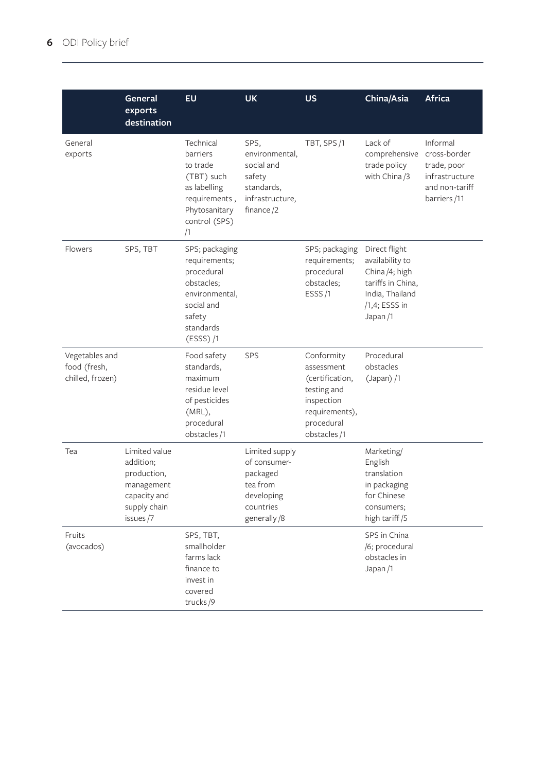| | General exports destination | EU | UK | US | China/Asia | Africa |
|---|---|---|---|---|---|---|
| General exports | | Technical barriers to trade (TBT) such as labelling requirements , Phytosanitary control (SPS) /1 | SPS, environmental, social and safety standards, infrastructure, finance /2 | TBT, SPS /1 | Lack of comprehensive trade policy with China /3 | Informal cross-border trade, poor infrastructure and non-tariff barriers /11 |
| Flowers | SPS, TBT | SPS; packaging requirements; procedural obstacles; environmental, social and safety standards (ESSS) /1 | | SPS; packaging requirements; procedural obstacles; ESSS /1 | Direct flight availability to China /4; high tariffs in China, India, Thailand /1,4; ESSS in Japan /1 | |
| Vegetables and food (fresh, chilled, frozen) | | Food safety standards, maximum residue level of pesticides (MRL), procedural obstacles /1 | SPS | Conformity assessment (certification, testing and inspection requirements), procedural obstacles /1 | Procedural obstacles (Japan) /1 | |
| Tea | Limited value addition; production, management capacity and supply chain issues /7 | | Limited supply of consumer-packaged tea from developing countries generally /8 | | Marketing/ English translation in packaging for Chinese consumers; high tariff /5 | |
| Fruits (avocados) | | SPS, TBT, smallholder farms lack finance to invest in covered trucks /9 | | | SPS in China /6; procedural obstacles in Japan /1 | |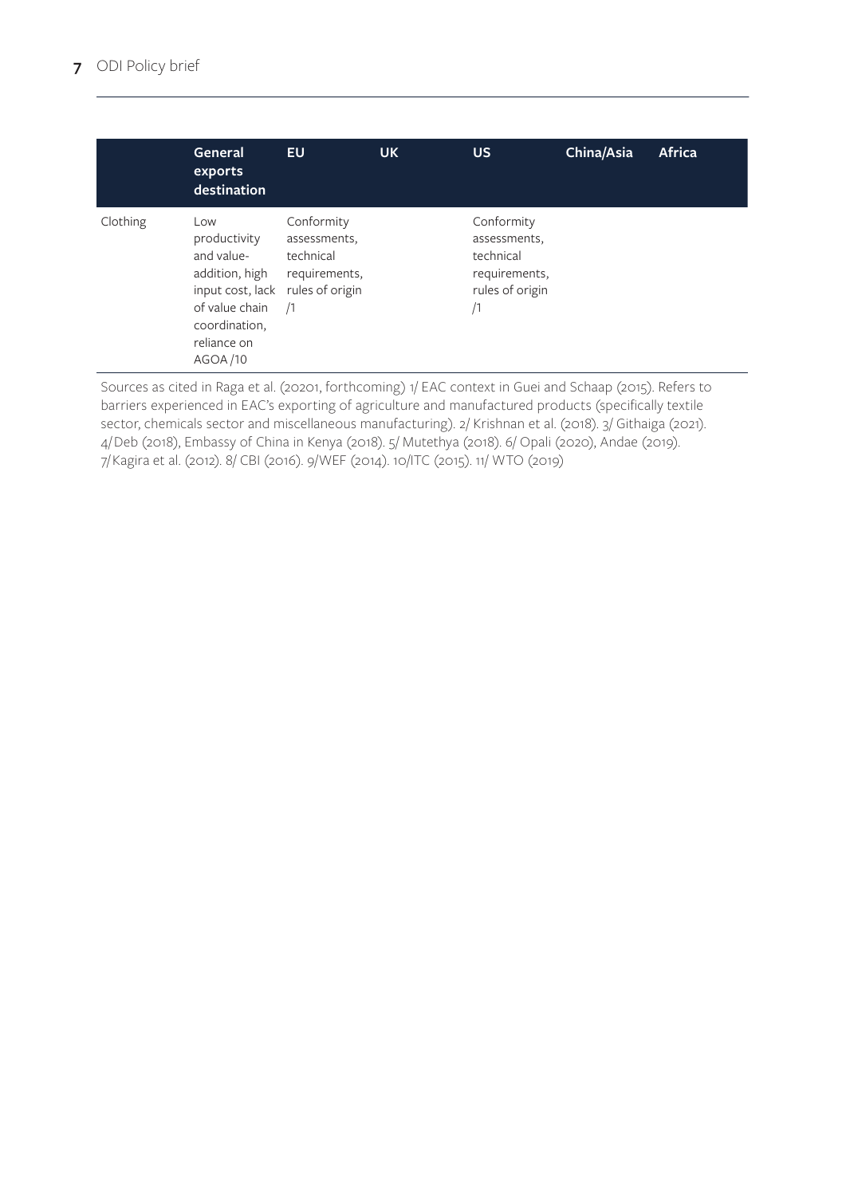| | General exports destination | EU | UK | US | China/Asia | Africa |
|---|---|---|---|---|---|---|
| Clothing | Low productivity and value-addition, high input cost, lack of value chain coordination, reliance on AGOA /10 | Conformity assessments, technical requirements, rules of origin /1 | | Conformity assessments, technical requirements, rules of origin /1 | | |

Sources as cited in Raga et al. (20201, forthcoming) 1/ EAC context in Guei and Schaap (2015). Refers to barriers experienced in EAC's exporting of agriculture and manufactured products (specifically textile sector, chemicals sector and miscellaneous manufacturing). 2/ Krishnan et al. (2018). 3/ Githaiga (2021). 4/Deb (2018), Embassy of China in Kenya (2018). 5/ Mutethya (2018). 6/ Opali (2020), Andae (2019). 7/Kagira et al. (2012). 8/ CBI (2016). 9/WEF (2014). 10/ITC (2015). 11/ WTO (2019)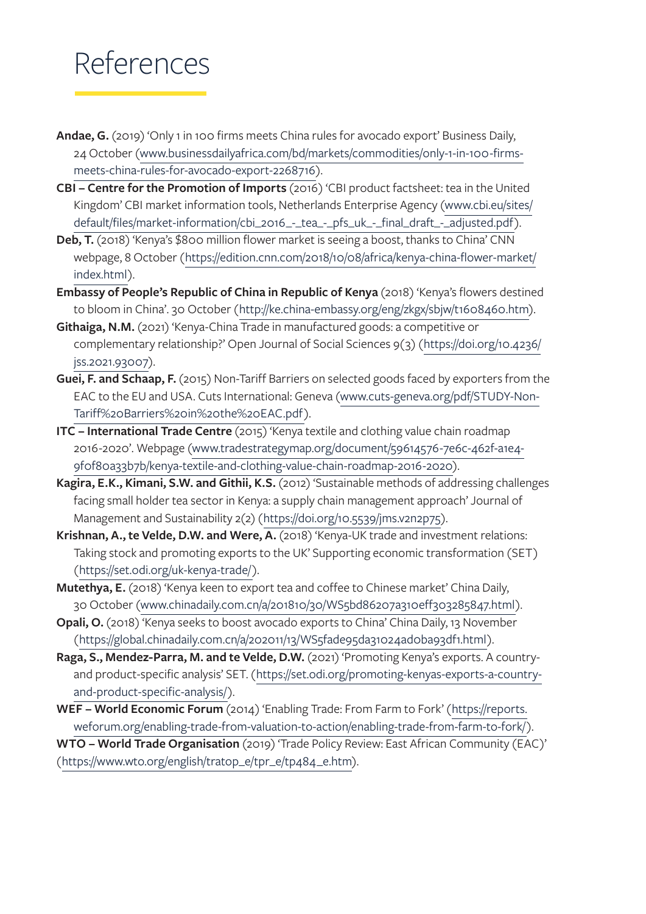# References

**Andae, G.** (2019) 'Only 1 in 100 firms meets China rules for avocado export' Business Daily, 24 October (www.businessdailyafrica.com/bd/markets/commodities/only-1-in-100-firms-meets-china-rules-for-avocado-export-2268716).

**CBI – Centre for the Promotion of Imports** (2016) 'CBI product factsheet: tea in the United Kingdom' CBI market information tools, Netherlands Enterprise Agency (www.cbi.eu/sites/default/files/market-information/cbi_2016_-_tea_-_pfs_uk_-_final_draft_-_adjusted.pdf).

**Deb, T.** (2018) 'Kenya's $800 million flower market is seeing a boost, thanks to China' CNN webpage, 8 October (https://edition.cnn.com/2018/10/08/africa/kenya-china-flower-market/index.html).

**Embassy of People's Republic of China in Republic of Kenya** (2018) 'Kenya's flowers destined to bloom in China'. 30 October (http://ke.china-embassy.org/eng/zkgx/sbjw/t1608460.htm).

**Githaiga, N.M.** (2021) 'Kenya-China Trade in manufactured goods: a competitive or complementary relationship?' Open Journal of Social Sciences 9(3) (https://doi.org/10.4236/jss.2021.93007).

**Guei, F. and Schaap, F.** (2015) Non-Tariff Barriers on selected goods faced by exporters from the EAC to the EU and USA. Cuts International: Geneva (www.cuts-geneva.org/pdf/STUDY-Non-Tariff%20Barriers%20in%20the%20EAC.pdf).

**ITC – International Trade Centre** (2015) 'Kenya textile and clothing value chain roadmap 2016-2020'. Webpage (www.tradestrategymap.org/document/59614576-7e6c-462f-a1e4-9f0f80a33b7b/kenya-textile-and-clothing-value-chain-roadmap-2016-2020).

**Kagira, E.K., Kimani, S.W. and Githii, K.S.** (2012) 'Sustainable methods of addressing challenges facing small holder tea sector in Kenya: a supply chain management approach' Journal of Management and Sustainability 2(2) (https://doi.org/10.5539/jms.v2n2p75).

**Krishnan, A., te Velde, D.W. and Were, A.** (2018) 'Kenya-UK trade and investment relations: Taking stock and promoting exports to the UK' Supporting economic transformation (SET) (https://set.odi.org/uk-kenya-trade/).

**Mutethya, E.** (2018) 'Kenya keen to export tea and coffee to Chinese market' China Daily, 30 October (www.chinadaily.com.cn/a/201810/30/WS5bd86207a310eff303285847.html).

**Opali, O.** (2018) 'Kenya seeks to boost avocado exports to China' China Daily, 13 November (https://global.chinadaily.com.cn/a/202011/13/WS5fade95da31024ad0ba93df1.html).

**Raga, S., Mendez-Parra, M. and te Velde, D.W.** (2021) 'Promoting Kenya's exports. A country- and product-specific analysis' SET. (https://set.odi.org/promoting-kenyas-exports-a-country-and-product-specific-analysis/).

**WEF – World Economic Forum** (2014) 'Enabling Trade: From Farm to Fork' (https://reports.weforum.org/enabling-trade-from-valuation-to-action/enabling-trade-from-farm-to-fork/).

**WTO – World Trade Organisation** (2019) 'Trade Policy Review: East African Community (EAC)' (https://www.wto.org/english/tratop_e/tpr_e/tp484_e.htm).